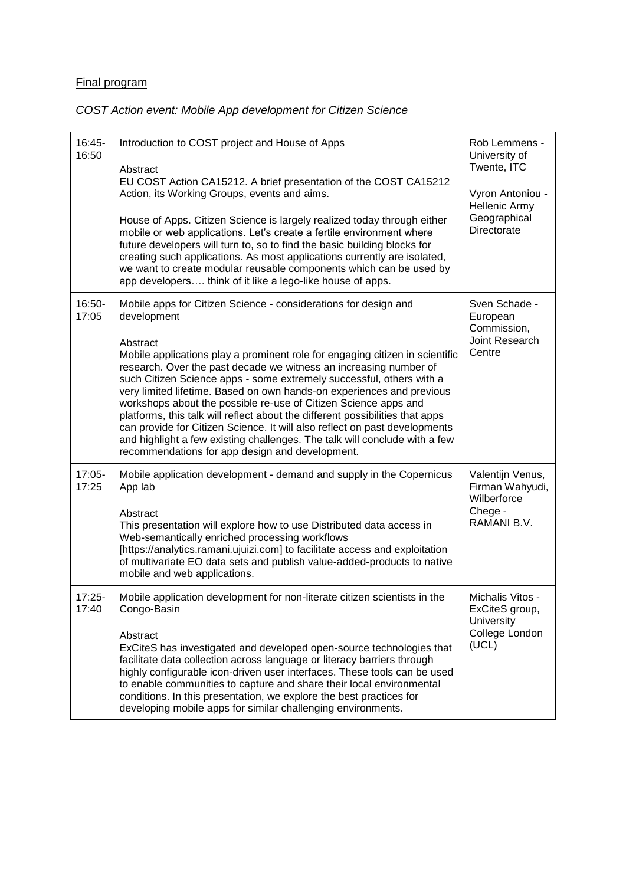Final program

*COST Action event: Mobile App development for Citizen Science*

| | | |
|---|---|---|
| 16:45-16:50 | Introduction to COST project and House of Apps<br><br>Abstract<br>EU COST Action CA15212. A brief presentation of the COST CA15212 Action, its Working Groups, events and aims.<br><br>House of Apps. Citizen Science is largely realized today through either mobile or web applications. Let's create a fertile environment where future developers will turn to, so to find the basic building blocks for creating such applications. As most applications currently are isolated, we want to create modular reusable components which can be used by app developers…. think of it like a lego-like house of apps. | Rob Lemmens - University of Twente, ITC<br><br>Vyron Antoniou - Hellenic Army Geographical Directorate |
| 16:50-17:05 | Mobile apps for Citizen Science - considerations for design and development<br><br>Abstract<br>Mobile applications play a prominent role for engaging citizen in scientific research. Over the past decade we witness an increasing number of such Citizen Science apps - some extremely successful, others with a very limited lifetime. Based on own hands-on experiences and previous workshops about the possible re-use of Citizen Science apps and platforms, this talk will reflect about the different possibilities that apps can provide for Citizen Science. It will also reflect on past developments and highlight a few existing challenges. The talk will conclude with a few recommendations for app design and development. | Sven Schade - European Commission, Joint Research Centre |
| 17:05-17:25 | Mobile application development - demand and supply in the Copernicus App lab<br><br>Abstract<br>This presentation will explore how to use Distributed data access in Web-semantically enriched processing workflows [https://analytics.ramani.ujuizi.com] to facilitate access and exploitation of multivariate EO data sets and publish value-added-products to native mobile and web applications. | Valentijn Venus, Firman Wahyudi, Wilberforce Chege - RAMANI B.V. |
| 17:25-17:40 | Mobile application development for non-literate citizen scientists in the Congo-Basin<br><br>Abstract<br>ExCiteS has investigated and developed open-source technologies that facilitate data collection across language or literacy barriers through highly configurable icon-driven user interfaces. These tools can be used to enable communities to capture and share their local environmental conditions. In this presentation, we explore the best practices for developing mobile apps for similar challenging environments. | Michalis Vitos - ExCiteS group, University College London (UCL) |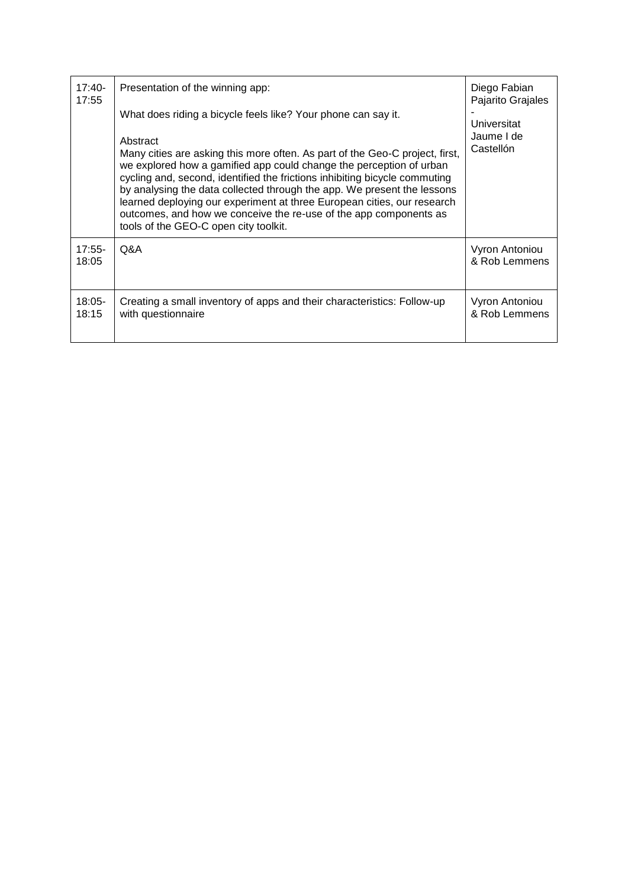| | | |
|---|---|---|
| 17:40-17:55 | Presentation of the winning app:<br><br>What does riding a bicycle feels like? Your phone can say it.<br><br>Abstract<br>Many cities are asking this more often. As part of the Geo-C project, first, we explored how a gamified app could change the perception of urban cycling and, second, identified the frictions inhibiting bicycle commuting by analysing the data collected through the app. We present the lessons learned deploying our experiment at three European cities, our research outcomes, and how we conceive the re-use of the app components as tools of the GEO-C open city toolkit. | Diego Fabian Pajarito Grajales<br>-<br>Universitat Jaume I de Castellón |
| 17:55-18:05 | Q&A | Vyron Antoniou & Rob Lemmens |
| 18:05-18:15 | Creating a small inventory of apps and their characteristics: Follow-up with questionnaire | Vyron Antoniou & Rob Lemmens |